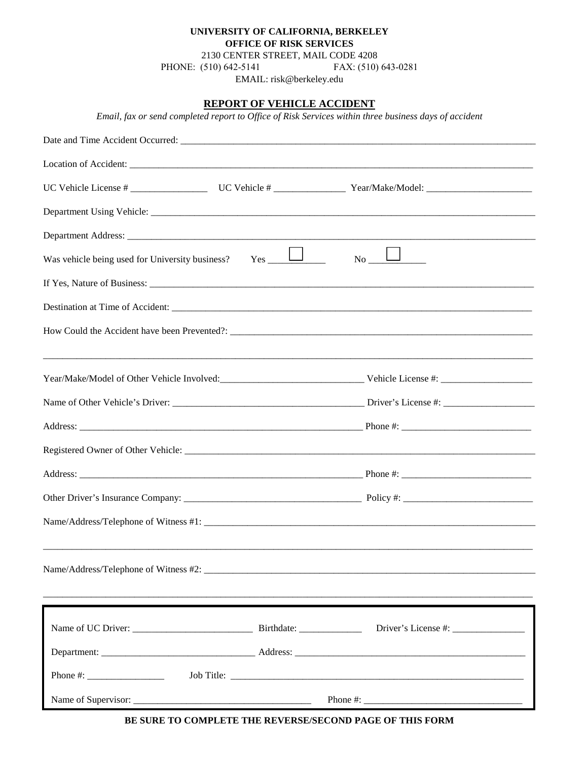**UNIVERSITY OF CALIFORNIA, BERKELEY**
**OFFICE OF RISK SERVICES**
2130 CENTER STREET, MAIL CODE 4208
PHONE: (510) 642-5141 FAX: (510) 643-0281
EMAIL: risk@berkeley.edu

## REPORT OF VEHICLE ACCIDENT

*Email, fax or send completed report to Office of Risk Services within three business days of accident*

Date and Time Accident Occurred: ____________________________________________

Location of Accident: ____________________________________________

UC Vehicle License # ________________ UC Vehicle # _______________ Year/Make/Model: ______________________

Department Using Vehicle: ____________________________________________

Department Address: ____________________________________________

Was vehicle being used for University business? Yes ☐ No ☐

If Yes, Nature of Business: ____________________________________________

Destination at Time of Accident: ____________________________________________

How Could the Accident have been Prevented?: ____________________________________________

____________________________________________

Year/Make/Model of Other Vehicle Involved: ______________________________ Vehicle License #: ___________________

Name of Other Vehicle's Driver: ________________________________________ Driver's License #: ___________________

Address: ____________________________________________ Phone #: __________________________

Registered Owner of Other Vehicle: ____________________________________________

Address: ____________________________________________ Phone #: __________________________

Other Driver's Insurance Company: _____________________________________ Policy #: __________________________

Name/Address/Telephone of Witness #1: ____________________________________________

____________________________________________

Name/Address/Telephone of Witness #2: ____________________________________________

____________________________________________

Name of UC Driver: _________________________ Birthdate: _____________ Driver's License #: _______________

Department: _______________________________ Address: ____________________________________________

Phone #: ________________ Job Title: ____________________________________________

Name of Supervisor: ____________________________________ Phone #: ________________________________

**BE SURE TO COMPLETE THE REVERSE/SECOND PAGE OF THIS FORM**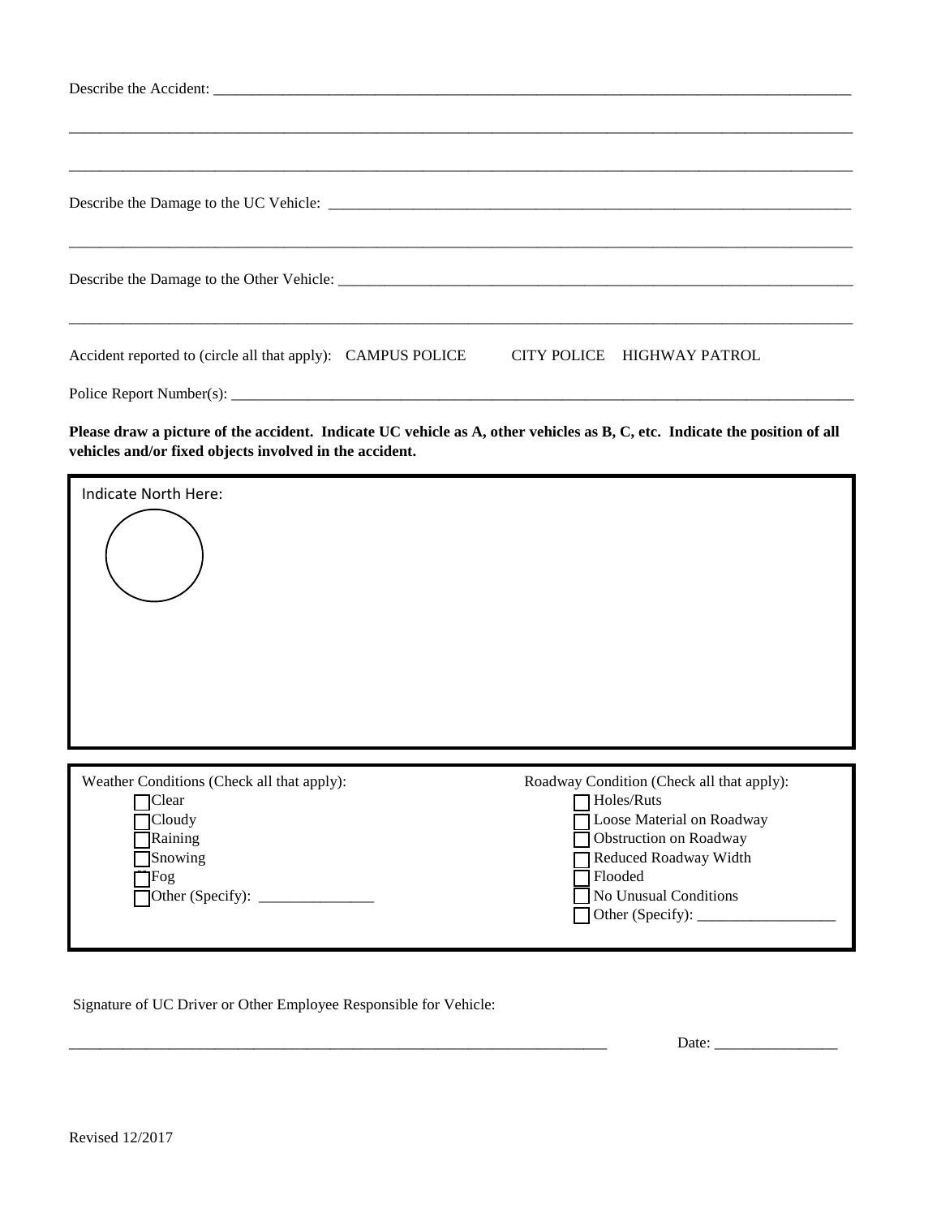Describe the Accident: ____________________________________________________________________________

____________________________________________________________________________________________

____________________________________________________________________________________________

Describe the Damage to the UC Vehicle: ______________________________________________________________

____________________________________________________________________________________________

Describe the Damage to the Other Vehicle: ____________________________________________________________

____________________________________________________________________________________________

Accident reported to (circle all that apply): CAMPUS POLICE CITY POLICE HIGHWAY PATROL

Police Report Number(s): _______________________________________________________________________

**Please draw a picture of the accident. Indicate UC vehicle as A, other vehicles as B, C, etc. Indicate the position of all vehicles and/or fixed objects involved in the accident.**

Indicate North Here:

Weather Conditions (Check all that apply):

- ☐ Clear
- ☐ Cloudy
- ☐ Raining
- ☐ Snowing
- ☐ Fog
- ☐ Other (Specify): _______________

Roadway Condition (Check all that apply):

- ☐ Holes/Ruts
- ☐ Loose Material on Roadway
- ☐ Obstruction on Roadway
- ☐ Reduced Roadway Width
- ☐ Flooded
- ☐ No Unusual Conditions
- ☐ Other (Specify): __________________

Signature of UC Driver or Other Employee Responsible for Vehicle:

_________________________________________________________________________ Date: ________________

Revised 12/2017